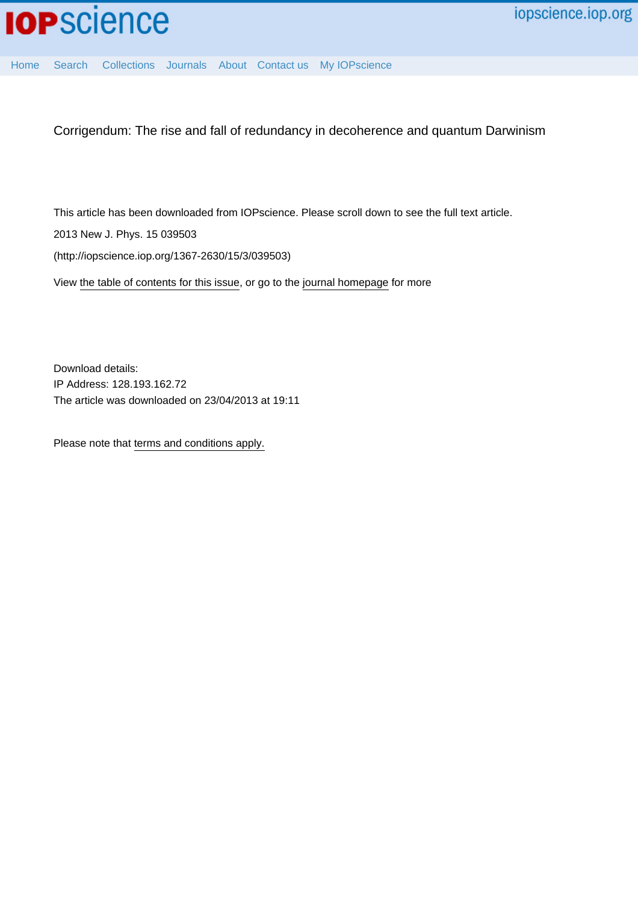IOPscience

iopscience.iop.org

Home Search Collections Journals About Contact us My IOPscience

# Corrigendum: The rise and fall of redundancy in decoherence and quantum Darwinism

This article has been downloaded from IOPscience. Please scroll down to see the full text article.

2013 New J. Phys. 15 039503

(http://iopscience.iop.org/1367-2630/15/3/039503)

View the table of contents for this issue, or go to the journal homepage for more

Download details:
IP Address: 128.193.162.72
The article was downloaded on 23/04/2013 at 19:11

Please note that terms and conditions apply.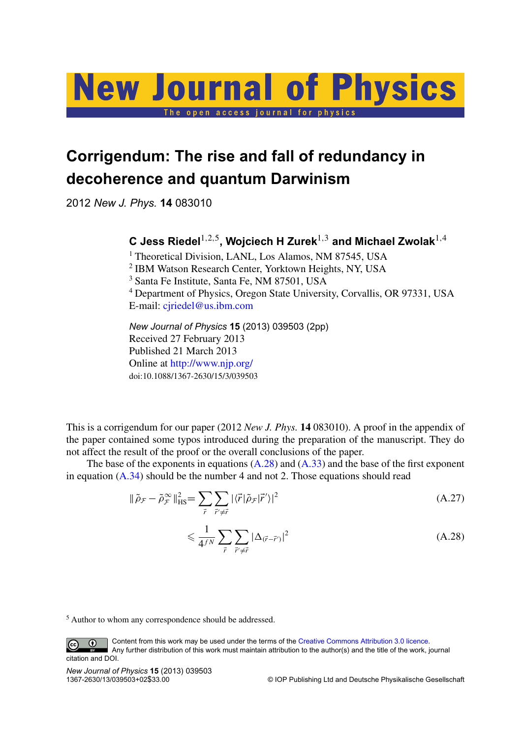# Corrigendum: The rise and fall of redundancy in decoherence and quantum Darwinism

2012 *New J. Phys.* **14** 083010

**C Jess Riedel**[1,2,5], **Wojciech H Zurek**[1,3] **and Michael Zwolak**[1,4]

[1] Theoretical Division, LANL, Los Alamos, NM 87545, USA
[2] IBM Watson Research Center, Yorktown Heights, NY, USA
[3] Santa Fe Institute, Santa Fe, NM 87501, USA
[4] Department of Physics, Oregon State University, Corvallis, OR 97331, USA
E-mail: cjriedel@us.ibm.com

*New Journal of Physics* **15** (2013) 039503 (2pp)
Received 27 February 2013
Published 21 March 2013
Online at http://www.njp.org/
doi:10.1088/1367-2630/15/3/039503

This is a corrigendum for our paper (2012 *New J. Phys.* **14** 083010). A proof in the appendix of the paper contained some typos introduced during the preparation of the manuscript. They do not affect the result of the proof or the overall conclusions of the paper.

The base of the exponents in equations (A.28) and (A.33) and the base of the first exponent in equation (A.34) should be the number 4 and not 2. Those equations should read

$$\|\tilde{\rho}_{\mathcal{F}} - \tilde{\rho}_{\mathcal{F}}^{\infty}\|_{\mathrm{HS}}^2 = \sum_{\vec{r}} \sum_{\vec{r}' \neq \vec{r}} |\langle \vec{r}|\tilde{\rho}_{\mathcal{F}}|\vec{r}'\rangle|^2 \tag{A.27}$$

$$\leqslant \frac{1}{4^{fN}} \sum_{\vec{r}} \sum_{\vec{r}' \neq \vec{r}} |\Delta_{(\vec{r}-\vec{r}')}|^2 \tag{A.28}$$

[5] Author to whom any correspondence should be addressed.

Content from this work may be used under the terms of the Creative Commons Attribution 3.0 licence. Any further distribution of this work must maintain attribution to the author(s) and the title of the work, journal citation and DOI.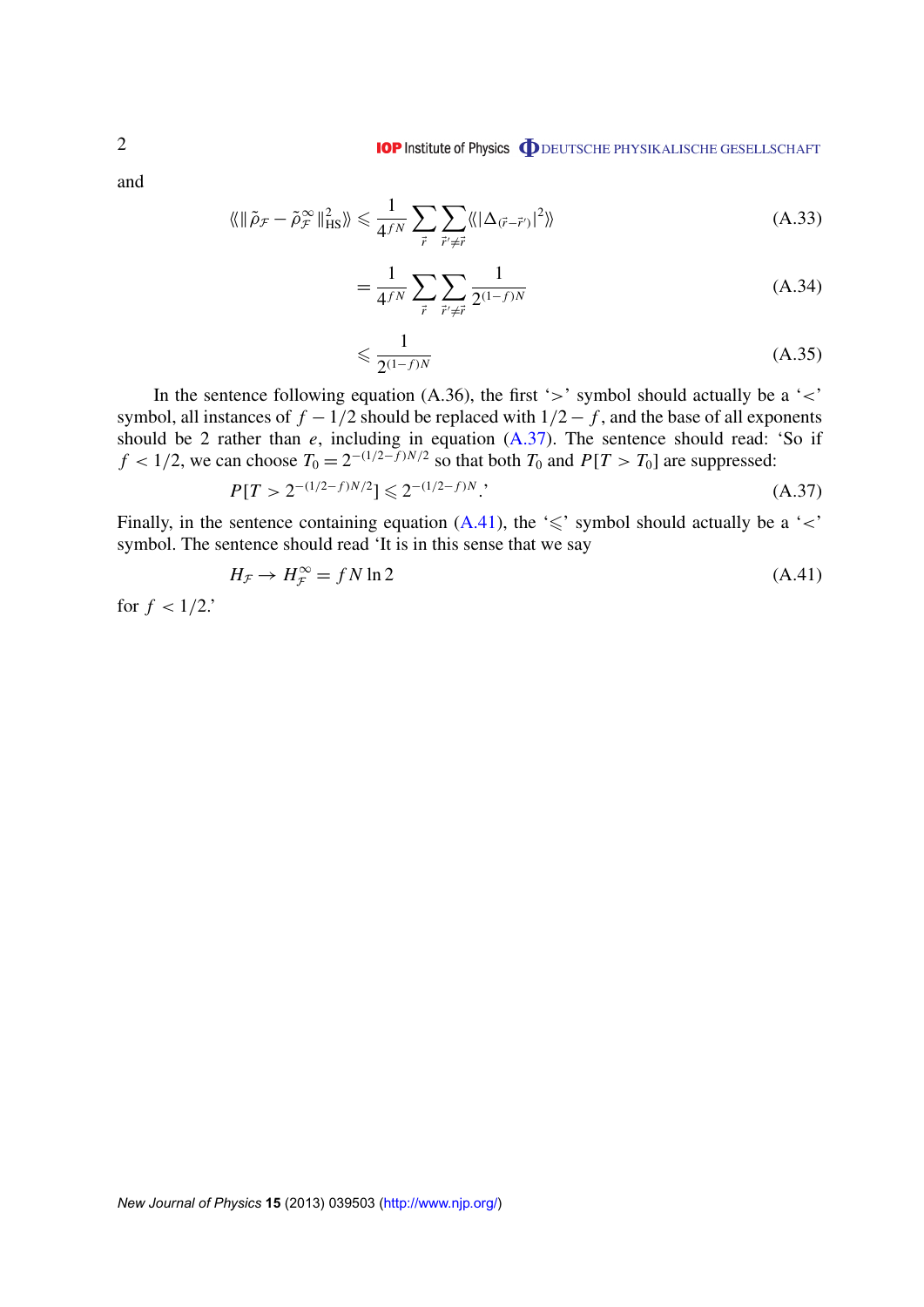and

$$\langle\langle \| \tilde{\rho}_{\mathcal{F}} - \tilde{\rho}_{\mathcal{F}}^{\infty} \|_{\mathrm{HS}}^2 \rangle\rangle \leqslant \frac{1}{4^{fN}} \sum_{\vec{r}} \sum_{\vec{r}' \neq \vec{r}} \langle\langle |\Delta_{(\vec{r}-\vec{r}')}|^2 \rangle\rangle \tag{A.33}$$

$$= \frac{1}{4^{fN}} \sum_{\vec{r}} \sum_{\vec{r}' \neq \vec{r}} \frac{1}{2^{(1-f)N}} \tag{A.34}$$

$$\leqslant \frac{1}{2^{(1-f)N}} \tag{A.35}$$

In the sentence following equation (A.36), the first '$>$' symbol should actually be a '$<$' symbol, all instances of $f - 1/2$ should be replaced with $1/2 - f$, and the base of all exponents should be 2 rather than $e$, including in equation (A.37). The sentence should read: 'So if $f < 1/2$, we can choose $T_0 = 2^{-(1/2-f)N/2}$ so that both $T_0$ and $P[T > T_0]$ are suppressed:

$$P[T > 2^{-(1/2-f)N/2}] \leqslant 2^{-(1/2-f)N}.\text{'} \tag{A.37}$$

Finally, in the sentence containing equation (A.41), the '$\leqslant$' symbol should actually be a '$<$' symbol. The sentence should read 'It is in this sense that we say

$$H_{\mathcal{F}} \rightarrow H_{\mathcal{F}}^{\infty} = fN \ln 2 \tag{A.41}$$

for $f < 1/2$.'